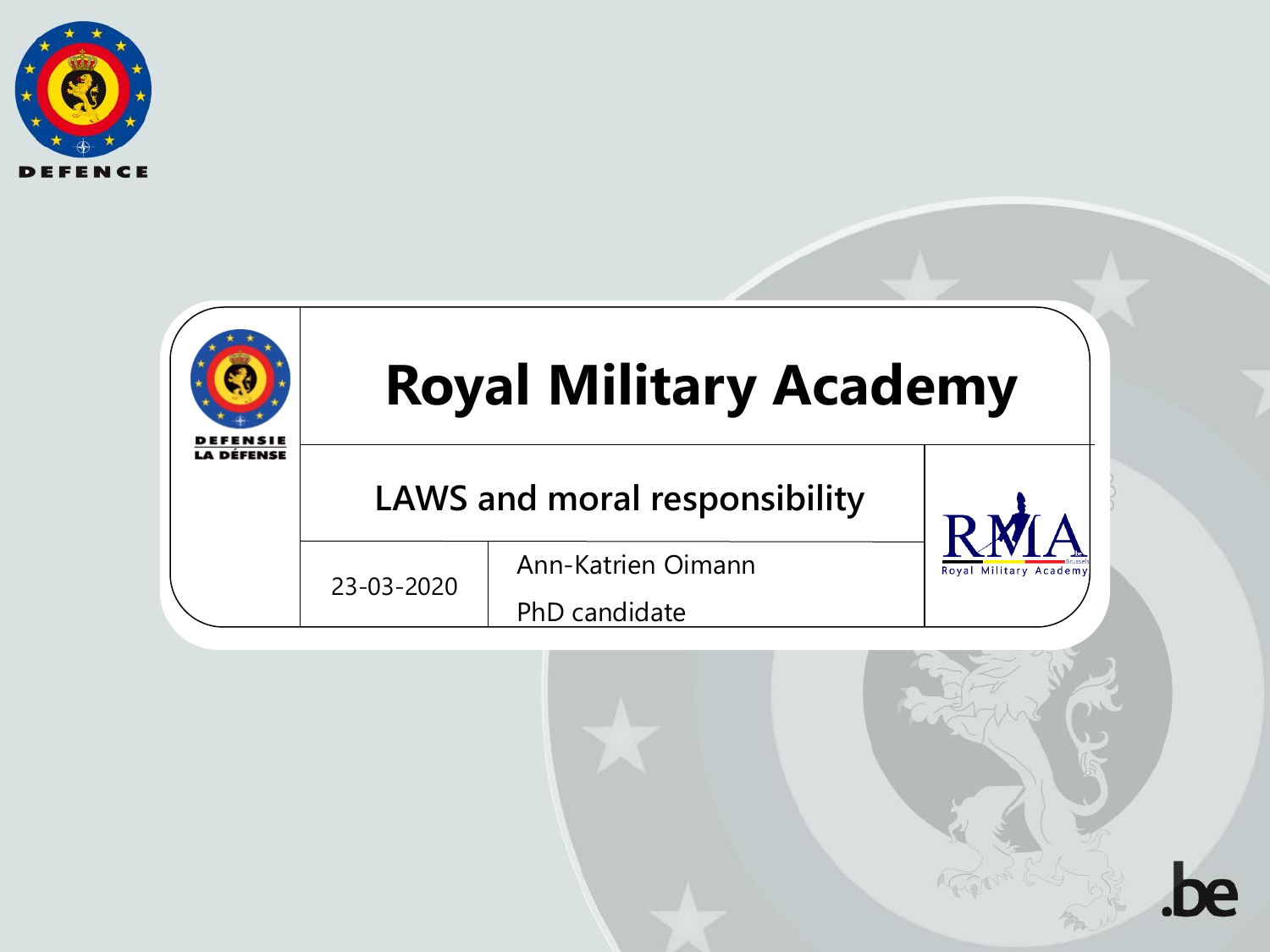# Royal Military Academy

## LAWS and moral responsibility

23-03-2020

Ann-Katrien Oimann

PhD candidate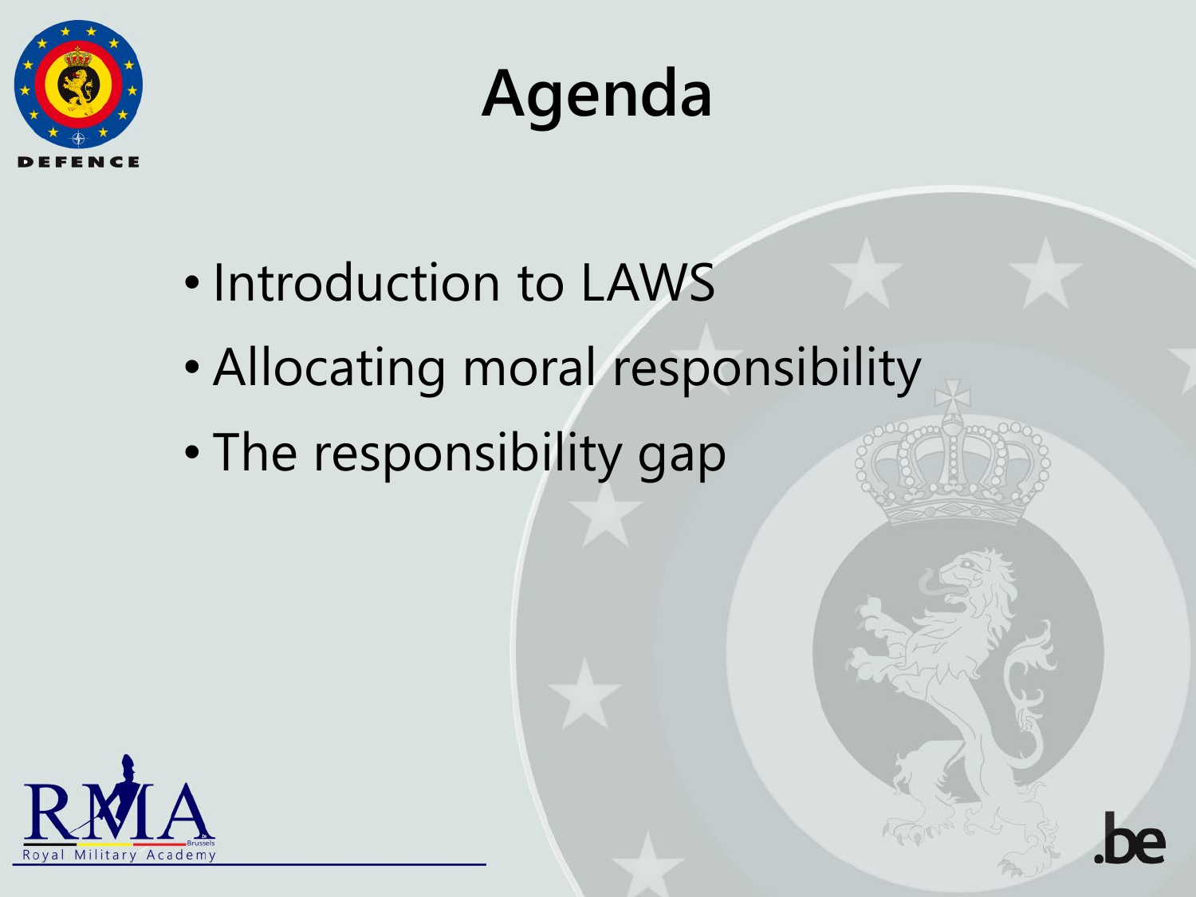# Agenda

- Introduction to LAWS
- Allocating moral responsibility
- The responsibility gap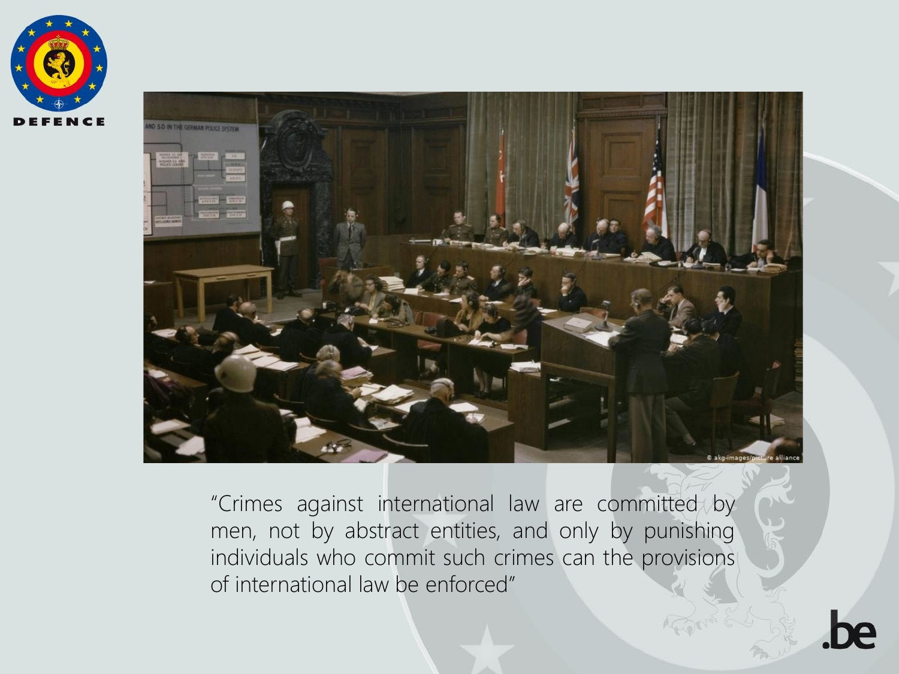"Crimes against international law are committed by men, not by abstract entities, and only by punishing individuals who commit such crimes can the provisions of international law be enforced"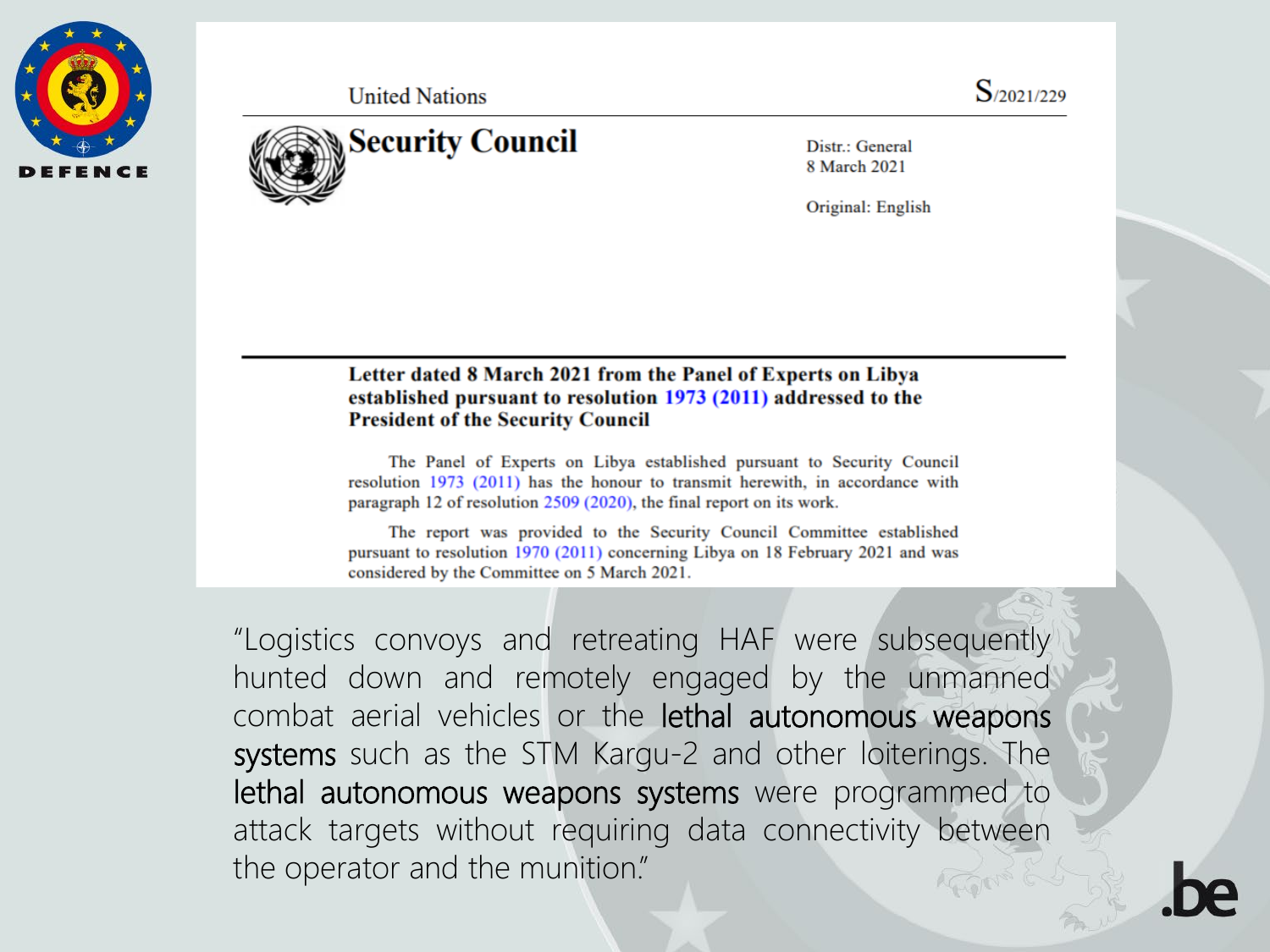United Nations

S/2021/229

# Security Council

Distr.: General
8 March 2021

Original: English

**Letter dated 8 March 2021 from the Panel of Experts on Libya established pursuant to resolution 1973 (2011) addressed to the President of the Security Council**

The Panel of Experts on Libya established pursuant to Security Council resolution 1973 (2011) has the honour to transmit herewith, in accordance with paragraph 12 of resolution 2509 (2020), the final report on its work.

The report was provided to the Security Council Committee established pursuant to resolution 1970 (2011) concerning Libya on 18 February 2021 and was considered by the Committee on 5 March 2021.

"Logistics convoys and retreating HAF were subsequently hunted down and remotely engaged by the unmanned combat aerial vehicles or the **lethal autonomous weapons systems** such as the STM Kargu-2 and other loiterings. The **lethal autonomous weapons systems** were programmed to attack targets without requiring data connectivity between the operator and the munition."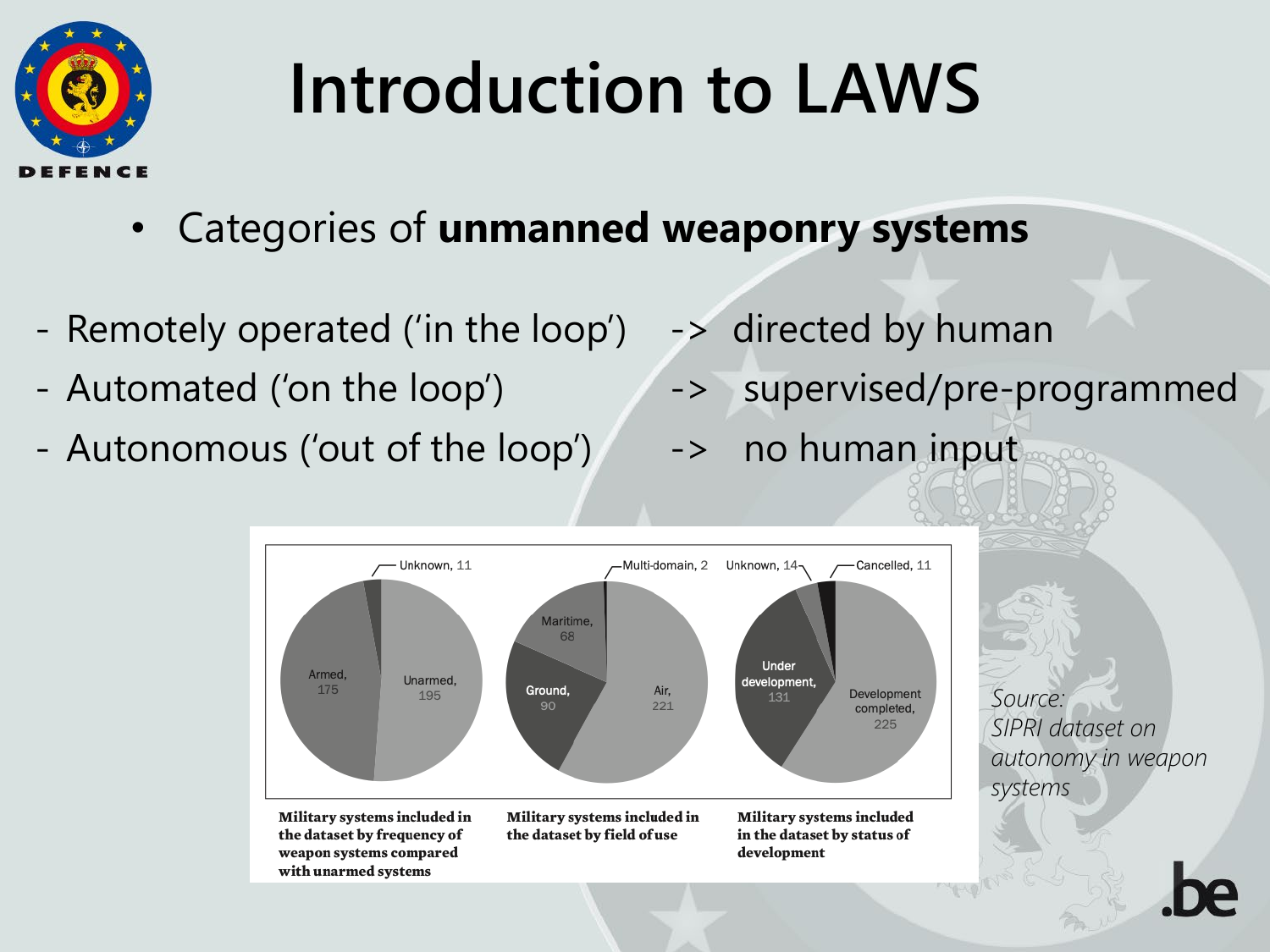# Introduction to LAWS

- Categories of **unmanned weaponry systems**

- Remotely operated ('in the loop') -> directed by human
- Automated ('on the loop') -> supervised/pre-programmed
- Autonomous ('out of the loop') -> no human input

Military systems included in the dataset by frequency of weapon systems compared with unarmed systems

| Category | Number |
| --- | --- |
| Unarmed | 195 |
| Armed | 175 |
| Unknown | 11 |

Military systems included in the dataset by field of use

| Category | Number |
| --- | --- |
| Air | 221 |
| Ground | 90 |
| Maritime | 68 |
| Multi-domain | 2 |

Military systems included in the dataset by status of development

| Category | Number |
| --- | --- |
| Development completed | 225 |
| Under development | 131 |
| Unknown | 14 |
| Cancelled | 11 |

*Source: SIPRI dataset on autonomy in weapon systems*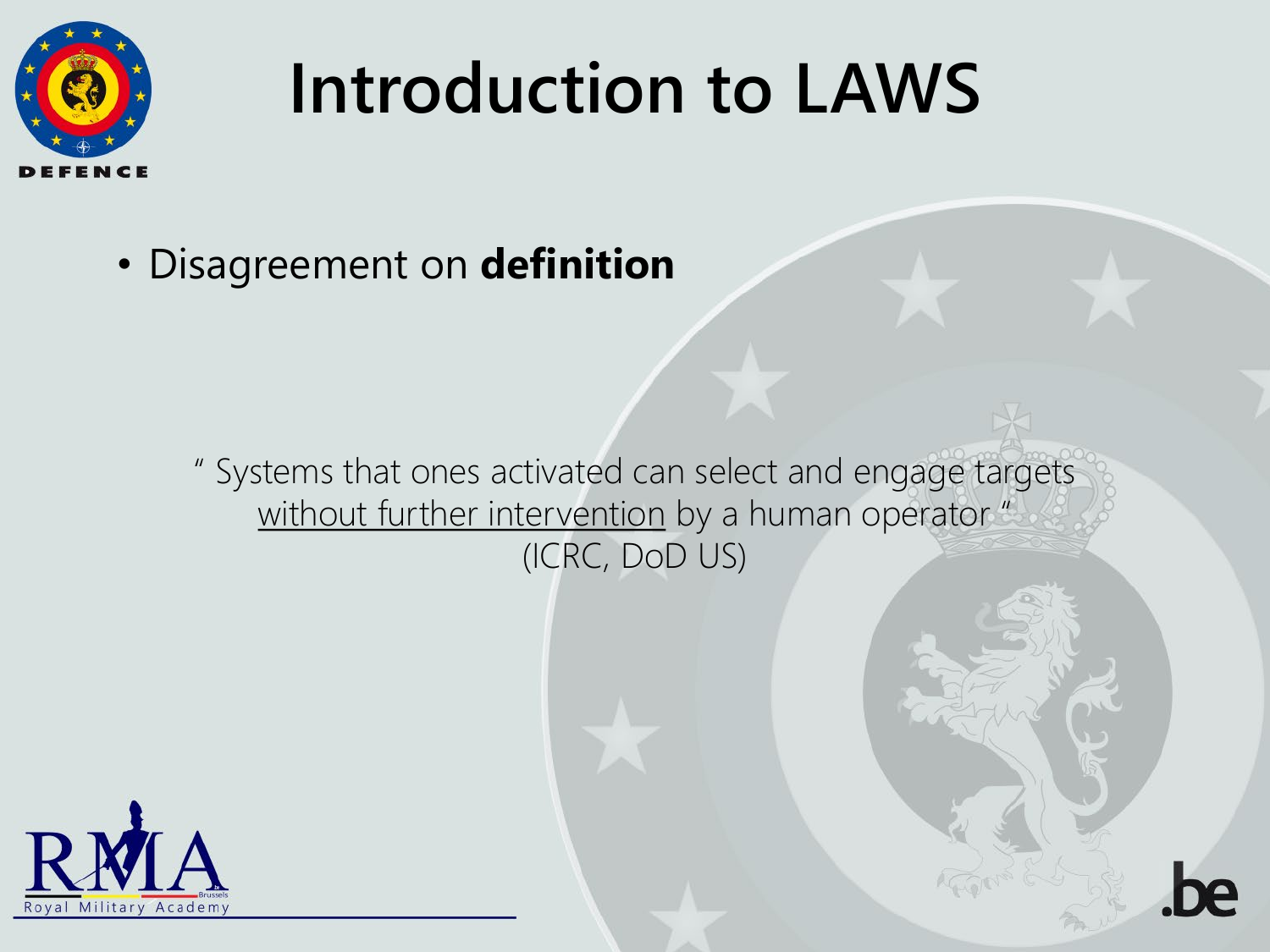# Introduction to LAWS

- Disagreement on **definition**

" Systems that ones activated can select and engage targets <u>without further intervention</u> by a human operator "
(ICRC, DoD US)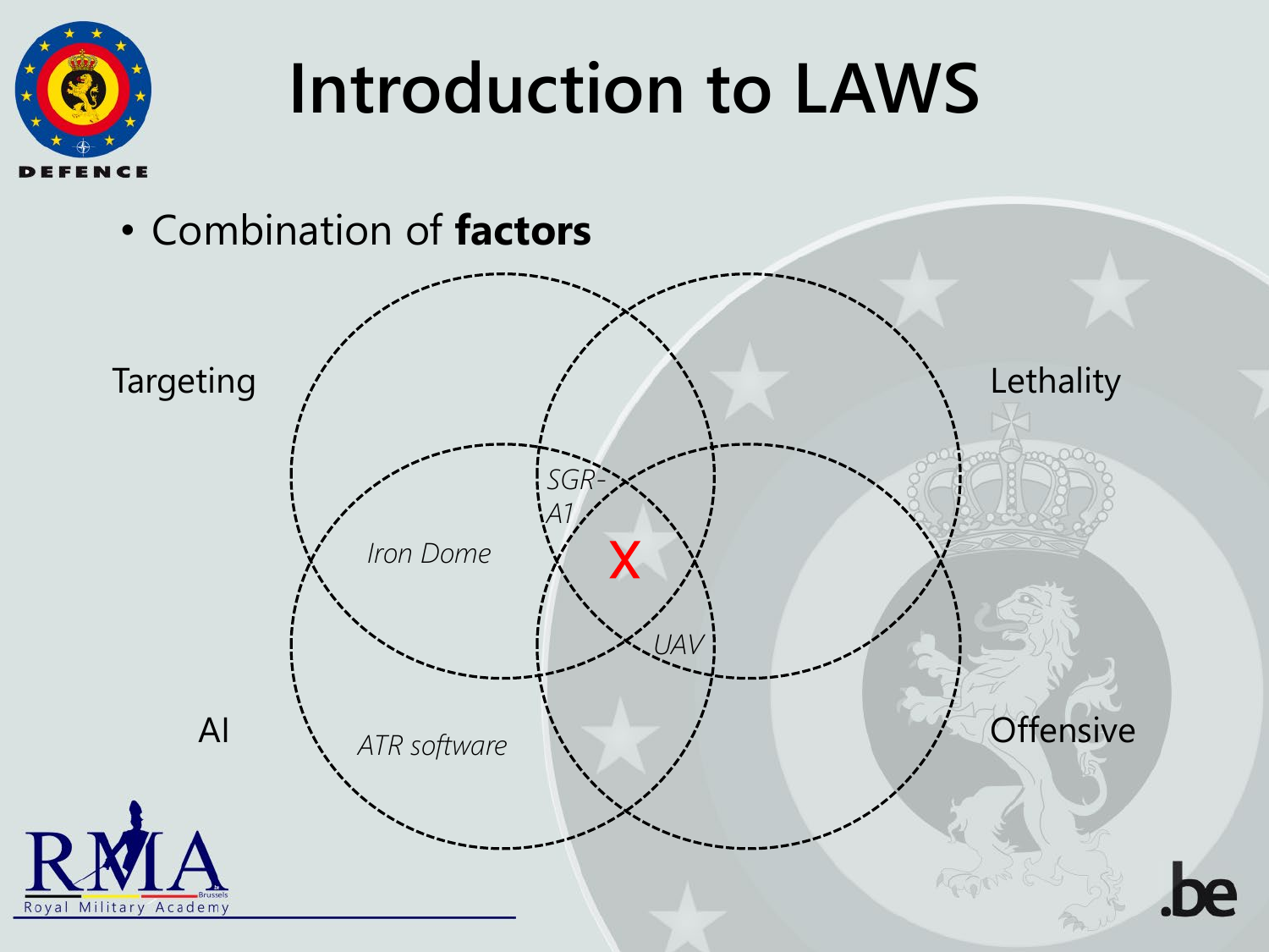# Introduction to LAWS

- Combination of **factors**

Targeting

Lethality

AI

Offensive

*SGR-A1*

*Iron Dome*

X

*UAV*

*ATR software*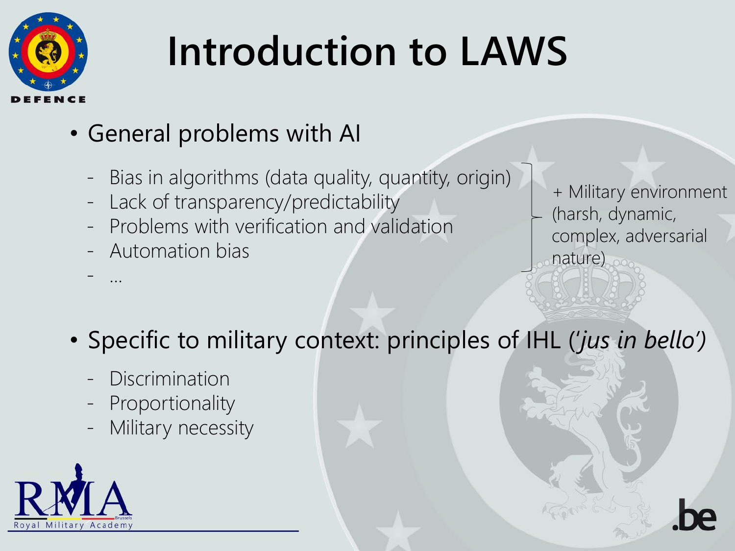# Introduction to LAWS

- General problems with AI
  - Bias in algorithms (data quality, quantity, origin)
  - Lack of transparency/predictability
  - Problems with verification and validation
  - Automation bias
  - …

  + Military environment (harsh, dynamic, complex, adversarial nature)

- Specific to military context: principles of IHL (*'jus in bello'*)
  - Discrimination
  - Proportionality
  - Military necessity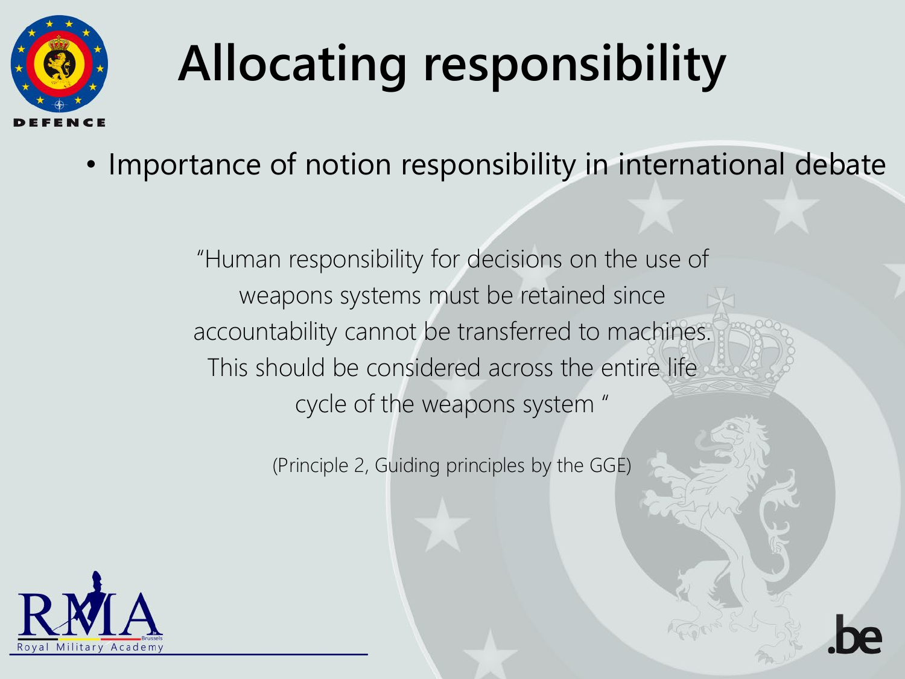# Allocating responsibility

- Importance of notion responsibility in international debate

> "Human responsibility for decisions on the use of weapons systems must be retained since accountability cannot be transferred to machines. This should be considered across the entire life cycle of the weapons system "

(Principle 2, Guiding principles by the GGE)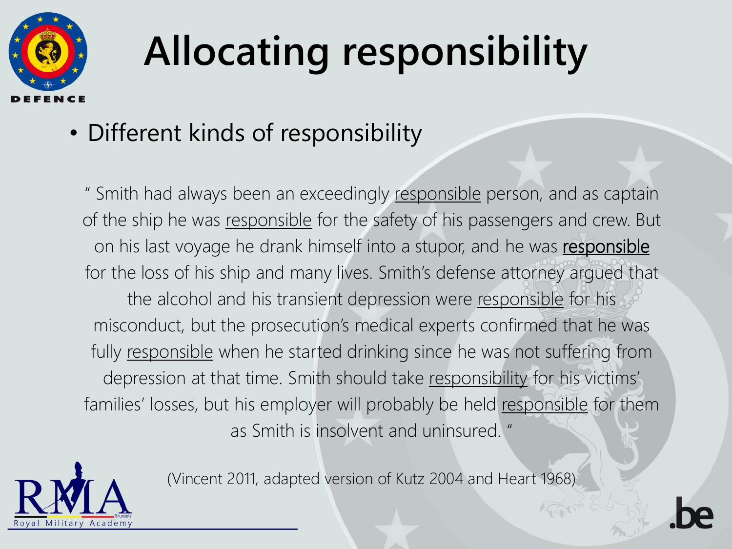# Allocating responsibility

- Different kinds of responsibility

" Smith had always been an exceedingly <u>responsible</u> person, and as captain of the ship he was <u>responsible</u> for the safety of his passengers and crew. But on his last voyage he drank himself into a stupor, and he was **<u>responsible</u>** for the loss of his ship and many lives. Smith's defense attorney argued that the alcohol and his transient depression were <u>responsible</u> for his misconduct, but the prosecution's medical experts confirmed that he was fully <u>responsible</u> when he started drinking since he was not suffering from depression at that time. Smith should take <u>responsibility</u> for his victims' families' losses, but his employer will probably be held <u>responsible</u> for them as Smith is insolvent and uninsured. "

(Vincent 2011, adapted version of Kutz 2004 and Heart 1968)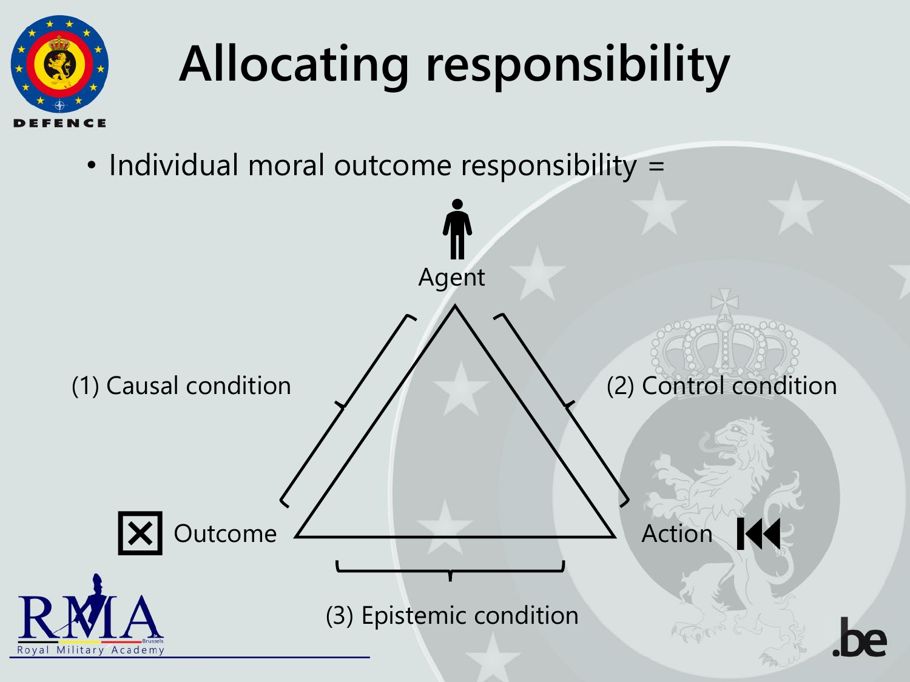# Allocating responsibility

- Individual moral outcome responsibility =

Agent

(1) Causal condition

(2) Control condition

Outcome

Action

(3) Epistemic condition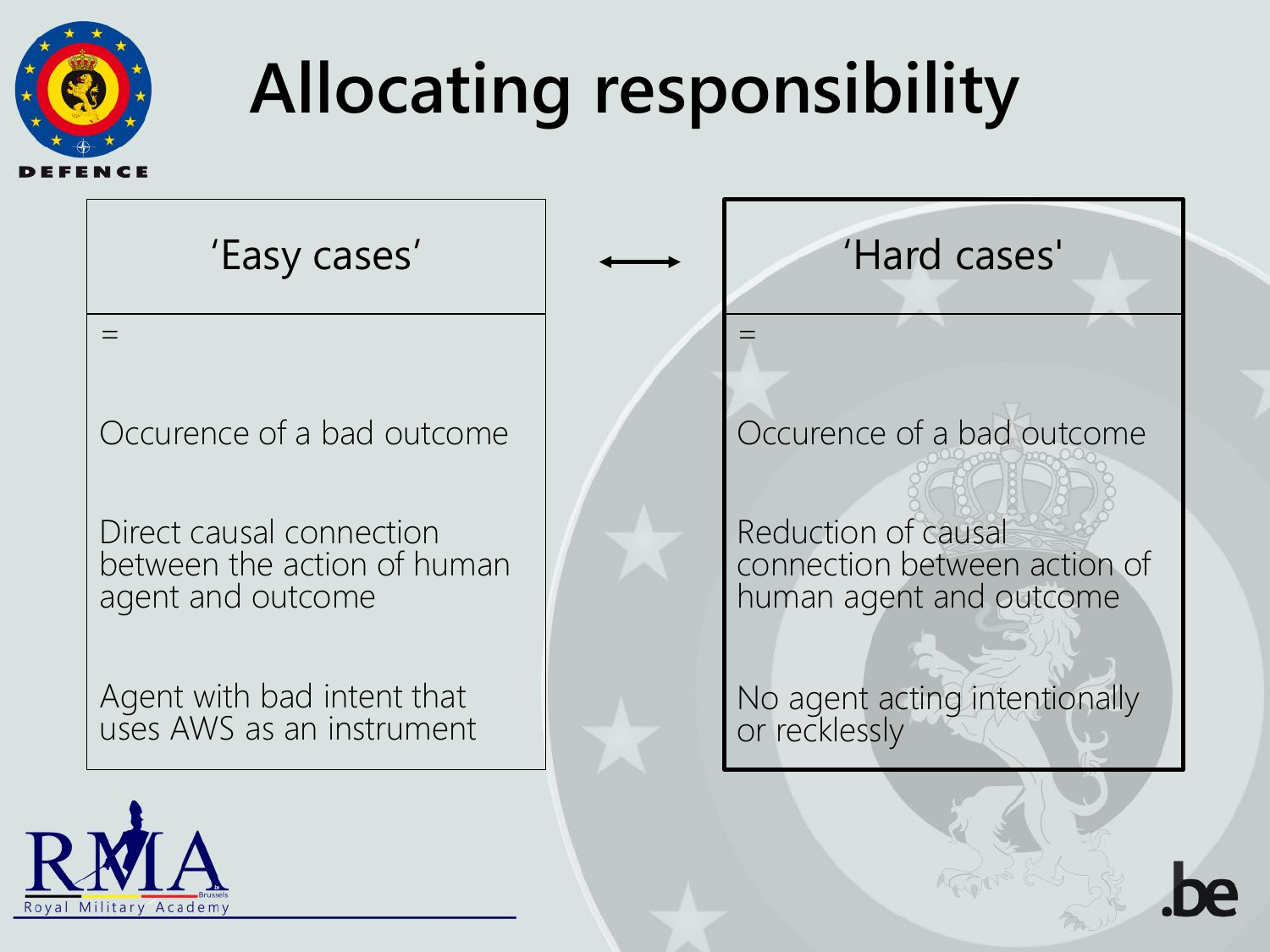# Allocating responsibility

| 'Easy cases' | ⟷ | 'Hard cases' |
| --- | --- | --- |
| = | | = |
| Occurence of a bad outcome | | Occurence of a bad outcome |
| Direct causal connection between the action of human agent and outcome | | Reduction of causal connection between action of human agent and outcome |
| Agent with bad intent that uses AWS as an instrument | | No agent acting intentionally or recklessly |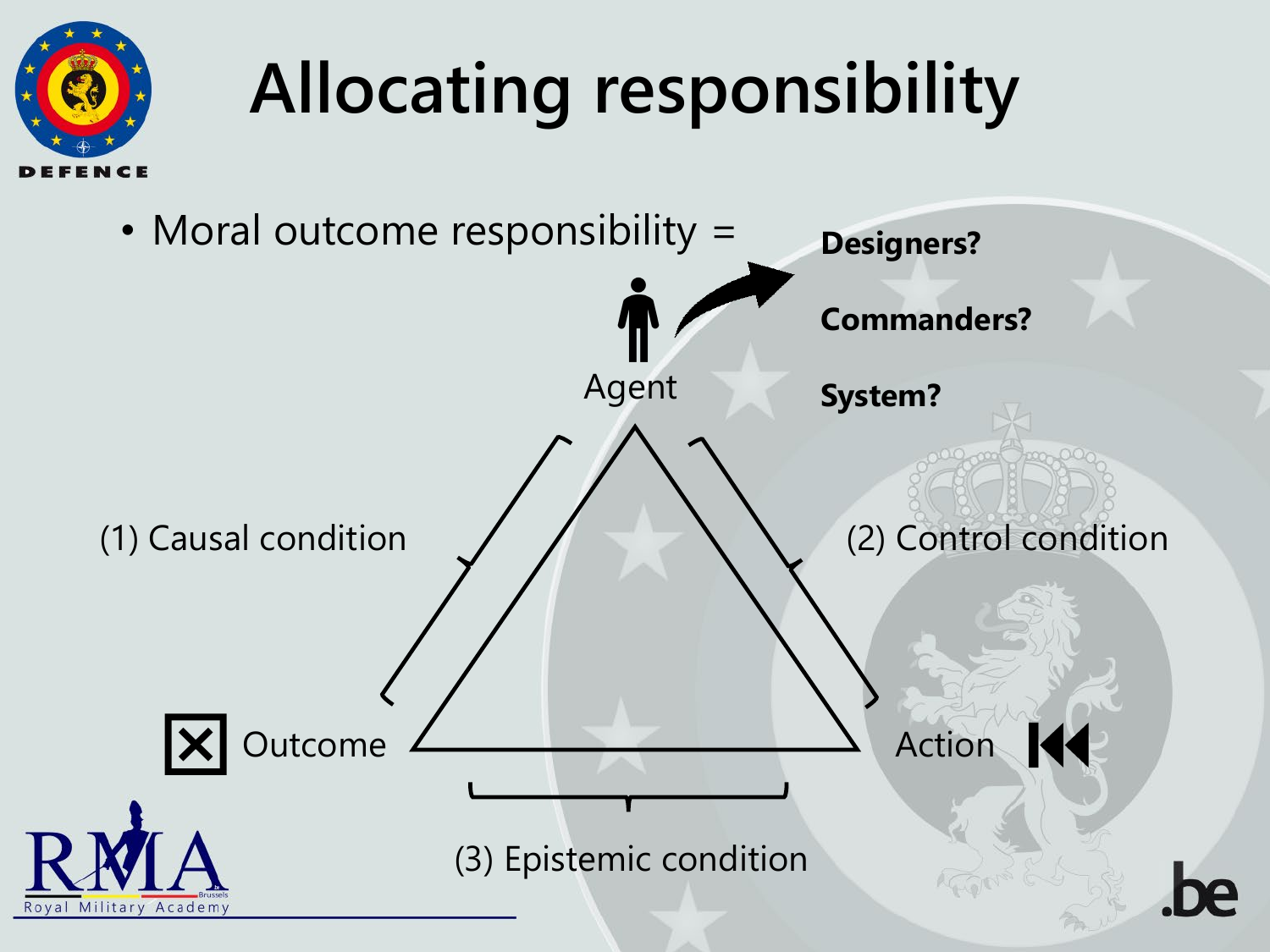# Allocating responsibility

- Moral outcome responsibility =

Agent

**Designers?**

**Commanders?**

**System?**

(1) Causal condition

(2) Control condition

Outcome

Action

(3) Epistemic condition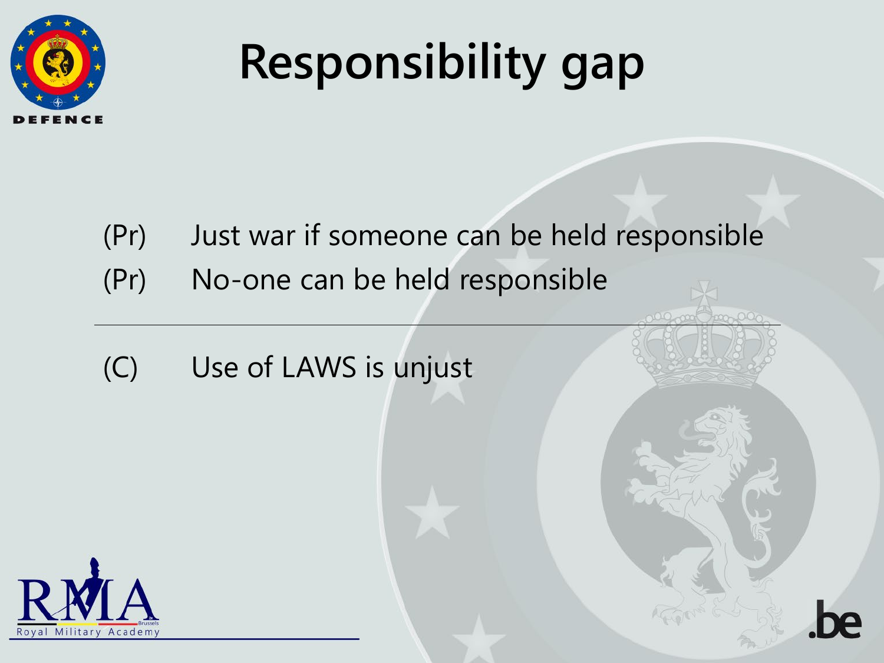# Responsibility gap

(Pr) Just war if someone can be held responsible

(Pr) No-one can be held responsible

---

(C) Use of LAWS is unjust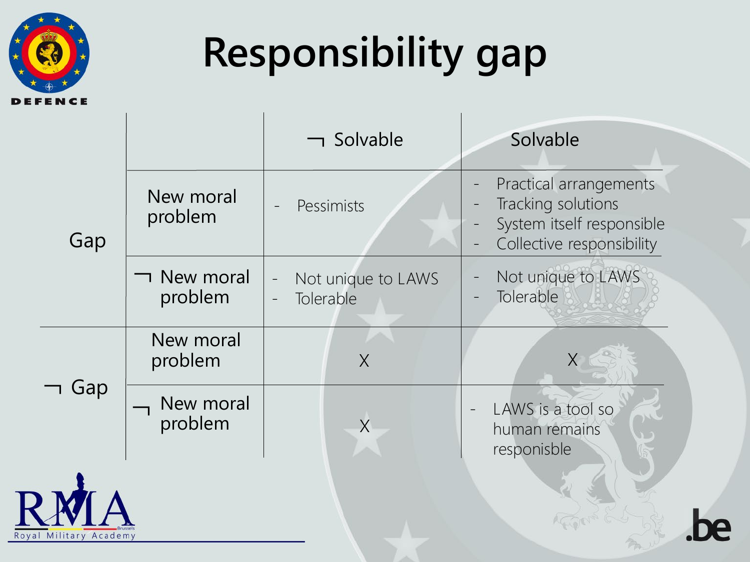# Responsibility gap

| | | ¬ Solvable | Solvable |
|---|---|---|---|
| Gap | New moral problem | - Pessimists | - Practical arrangements<br>- Tracking solutions<br>- System itself responsible<br>- Collective responsibility |
| | ¬ New moral problem | - Not unique to LAWS<br>- Tolerable | - Not unique to LAWS<br>- Tolerable |
| ¬ Gap | New moral problem | X | X |
| | ¬ New moral problem | X | - LAWS is a tool so human remains responisble |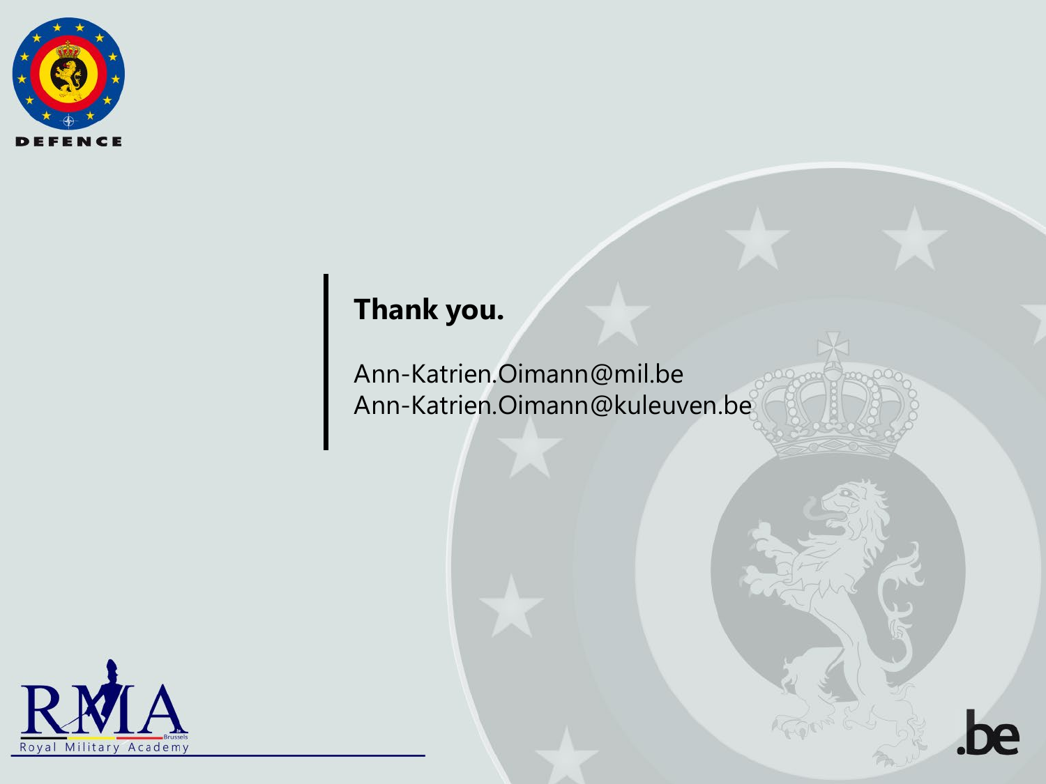**Thank you.**

Ann-Katrien.Oimann@mil.be
Ann-Katrien.Oimann@kuleuven.be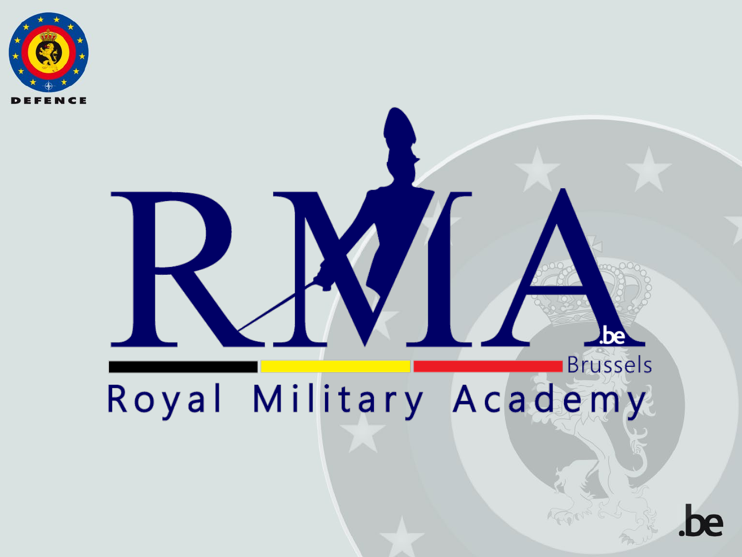DEFENCE

RMA.be

Brussels

Royal Military Academy

.be